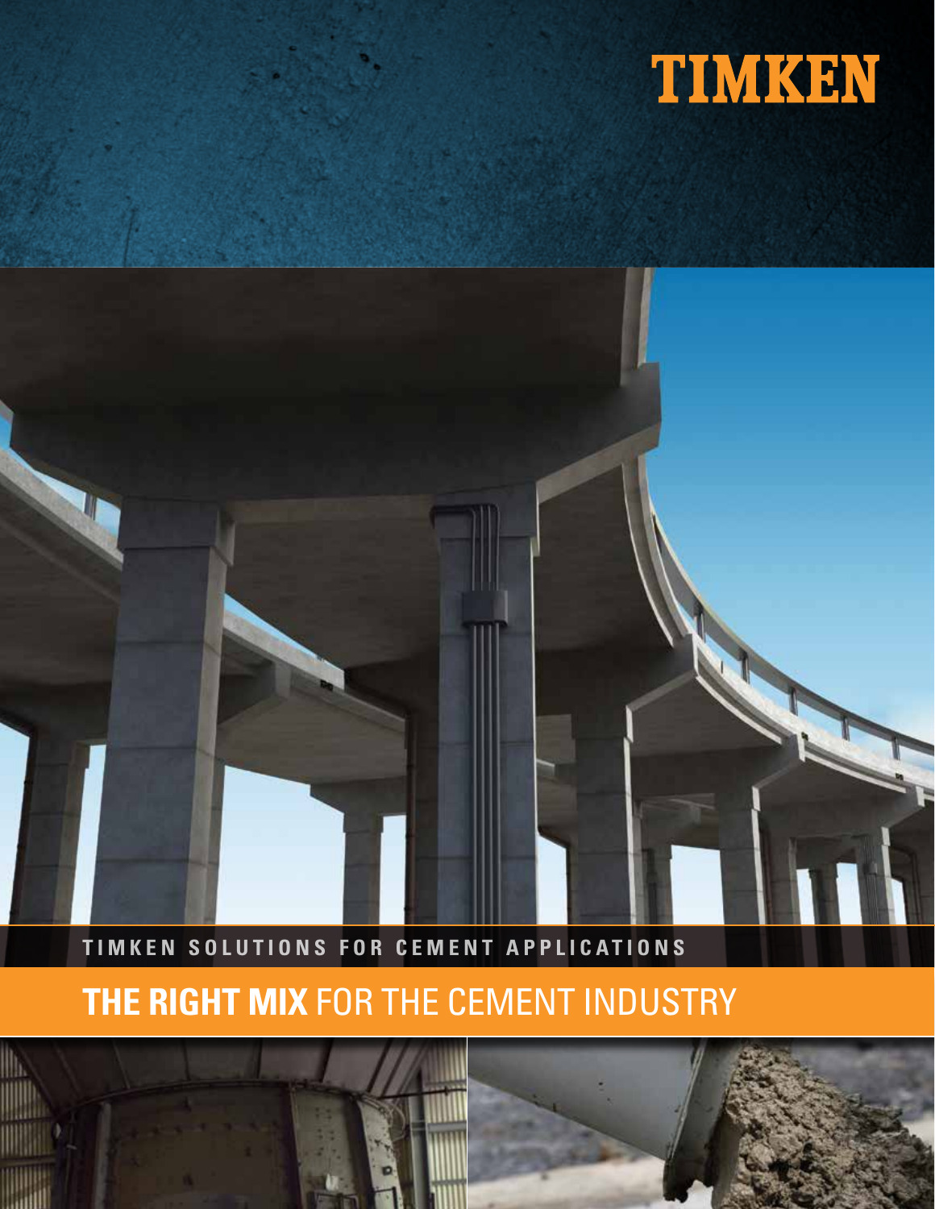TIMKEN

TIMKEN SOLUTIONS FOR CEMENT APPLICATIONS

# **THE RIGHT MIX** FOR THE CEMENT INDUSTRY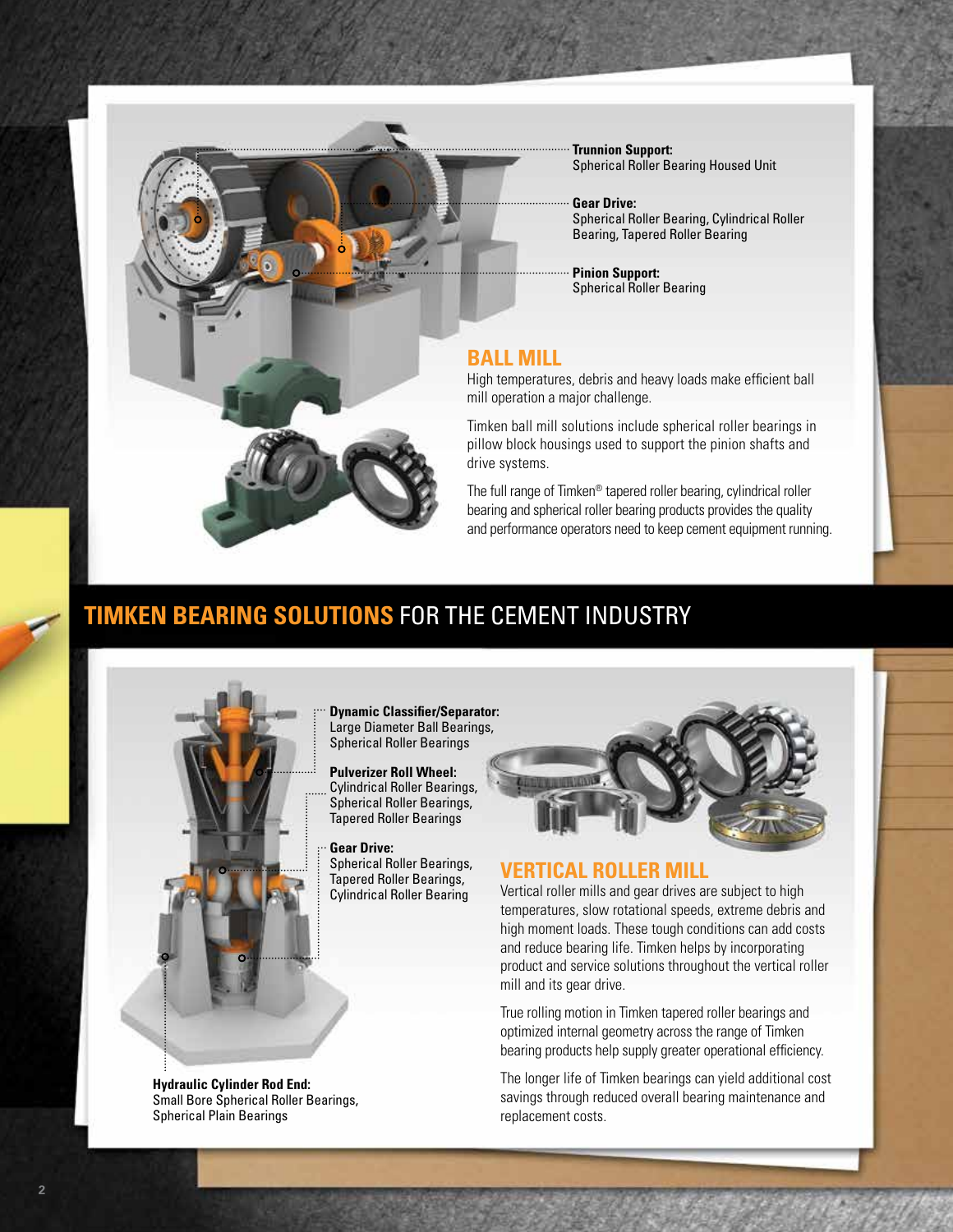**Trunnion Support:**
Spherical Roller Bearing Housed Unit

**Gear Drive:**
Spherical Roller Bearing, Cylindrical Roller Bearing, Tapered Roller Bearing

**Pinion Support:**
Spherical Roller Bearing

## BALL MILL

High temperatures, debris and heavy loads make efficient ball mill operation a major challenge.

Timken ball mill solutions include spherical roller bearings in pillow block housings used to support the pinion shafts and drive systems.

The full range of Timken® tapered roller bearing, cylindrical roller bearing and spherical roller bearing products provides the quality and performance operators need to keep cement equipment running.

# TIMKEN BEARING SOLUTIONS FOR THE CEMENT INDUSTRY

**Dynamic Classifier/Separator:**
Large Diameter Ball Bearings, Spherical Roller Bearings

**Pulverizer Roll Wheel:**
Cylindrical Roller Bearings, Spherical Roller Bearings, Tapered Roller Bearings

**Gear Drive:**
Spherical Roller Bearings, Tapered Roller Bearings, Cylindrical Roller Bearing

**Hydraulic Cylinder Rod End:**
Small Bore Spherical Roller Bearings, Spherical Plain Bearings

## VERTICAL ROLLER MILL

Vertical roller mills and gear drives are subject to high temperatures, slow rotational speeds, extreme debris and high moment loads. These tough conditions can add costs and reduce bearing life. Timken helps by incorporating product and service solutions throughout the vertical roller mill and its gear drive.

True rolling motion in Timken tapered roller bearings and optimized internal geometry across the range of Timken bearing products help supply greater operational efficiency.

The longer life of Timken bearings can yield additional cost savings through reduced overall bearing maintenance and replacement costs.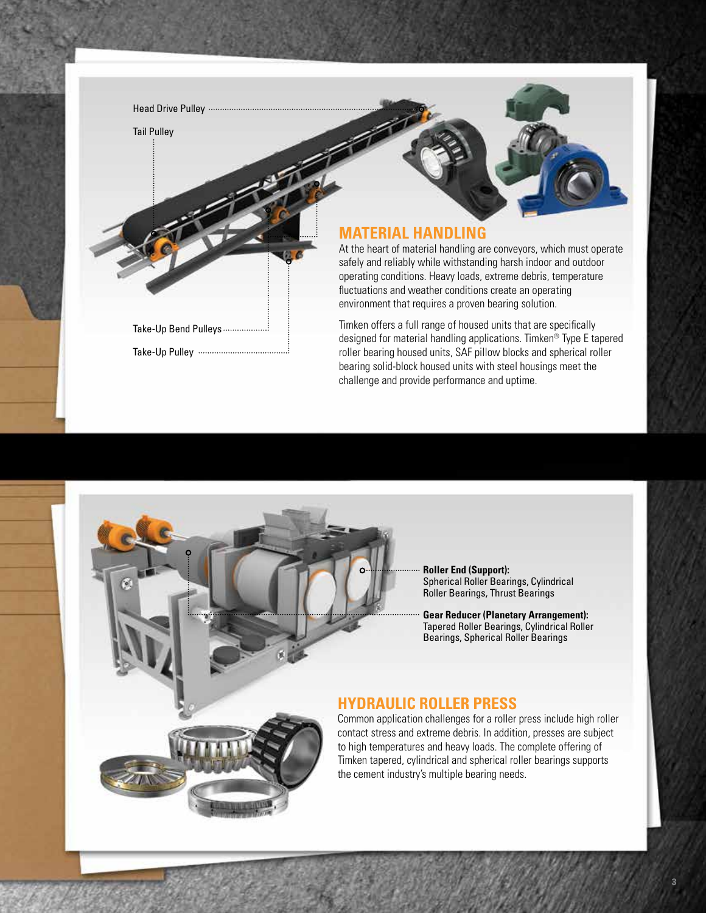Head Drive Pulley

Tail Pulley

Take-Up Bend Pulleys

Take-Up Pulley

## MATERIAL HANDLING

At the heart of material handling are conveyors, which must operate safely and reliably while withstanding harsh indoor and outdoor operating conditions. Heavy loads, extreme debris, temperature fluctuations and weather conditions create an operating environment that requires a proven bearing solution.

Timken offers a full range of housed units that are specifically designed for material handling applications. Timken® Type E tapered roller bearing housed units, SAF pillow blocks and spherical roller bearing solid-block housed units with steel housings meet the challenge and provide performance and uptime.

**Roller End (Support):**
Spherical Roller Bearings, Cylindrical Roller Bearings, Thrust Bearings

**Gear Reducer (Planetary Arrangement):**
Tapered Roller Bearings, Cylindrical Roller Bearings, Spherical Roller Bearings

## HYDRAULIC ROLLER PRESS

Common application challenges for a roller press include high roller contact stress and extreme debris. In addition, presses are subject to high temperatures and heavy loads. The complete offering of Timken tapered, cylindrical and spherical roller bearings supports the cement industry's multiple bearing needs.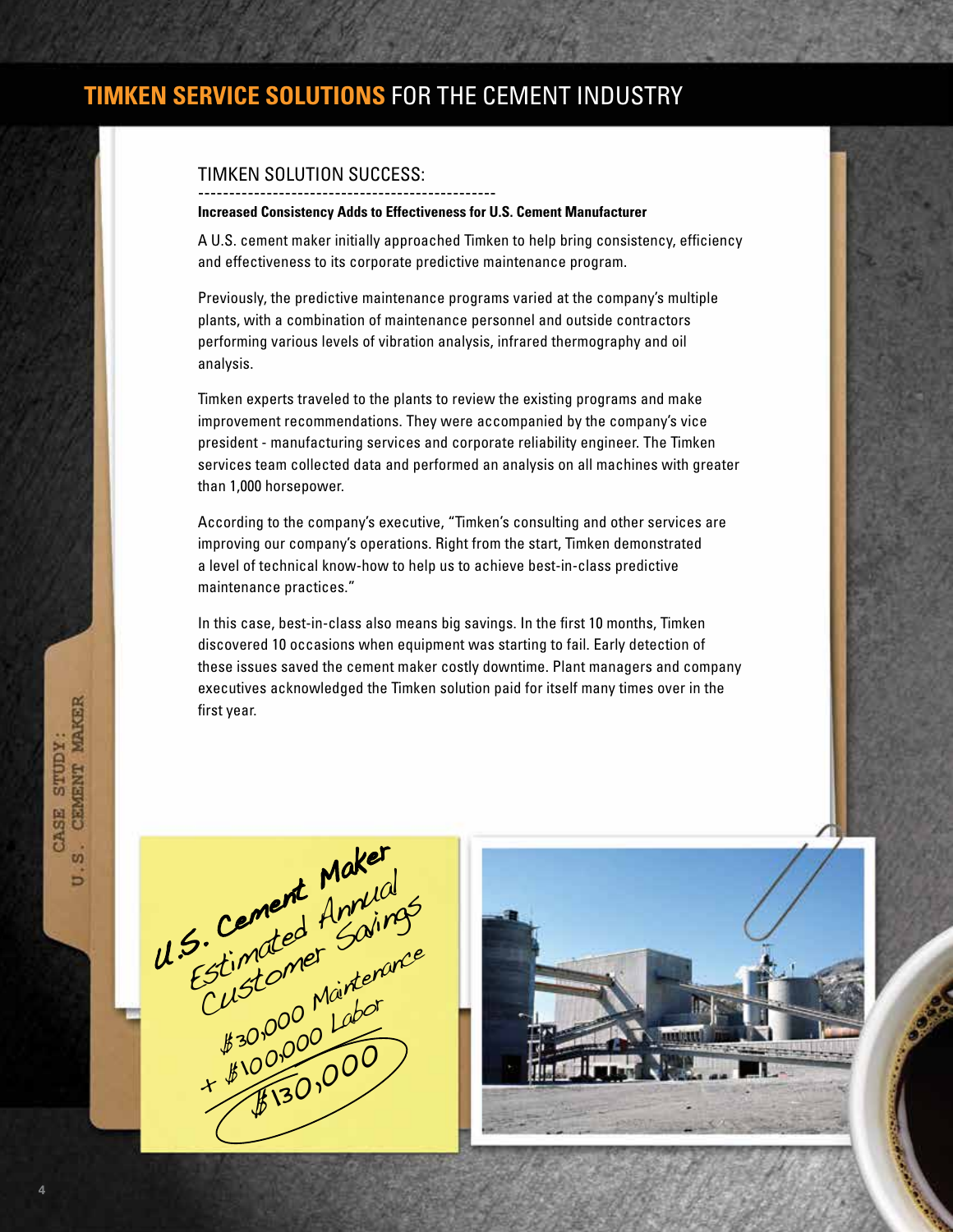## TIMKEN SERVICE SOLUTIONS FOR THE CEMENT INDUSTRY

### TIMKEN SOLUTION SUCCESS:

**Increased Consistency Adds to Effectiveness for U.S. Cement Manufacturer**

A U.S. cement maker initially approached Timken to help bring consistency, efficiency and effectiveness to its corporate predictive maintenance program.

Previously, the predictive maintenance programs varied at the company's multiple plants, with a combination of maintenance personnel and outside contractors performing various levels of vibration analysis, infrared thermography and oil analysis.

Timken experts traveled to the plants to review the existing programs and make improvement recommendations. They were accompanied by the company's vice president - manufacturing services and corporate reliability engineer. The Timken services team collected data and performed an analysis on all machines with greater than 1,000 horsepower.

According to the company's executive, "Timken's consulting and other services are improving our company's operations. Right from the start, Timken demonstrated a level of technical know-how to help us to achieve best-in-class predictive maintenance practices."

In this case, best-in-class also means big savings. In the first 10 months, Timken discovered 10 occasions when equipment was starting to fail. Early detection of these issues saved the cement maker costly downtime. Plant managers and company executives acknowledged the Timken solution paid for itself many times over in the first year.

CASE STUDY: U.S. CEMENT MAKER

U.S. Cement Maker
Estimated Annual Customer Savings
$30,000 Maintenance
+ $100,000 Labor
$130,000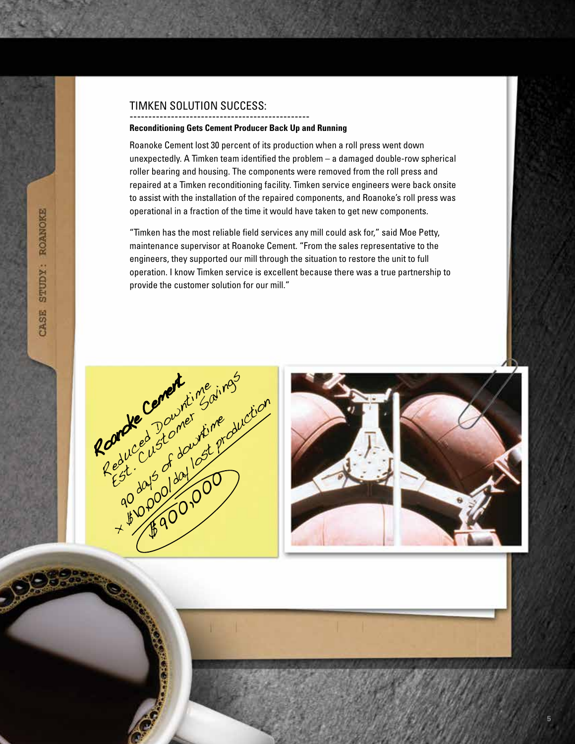## TIMKEN SOLUTION SUCCESS:

**Reconditioning Gets Cement Producer Back Up and Running**

Roanoke Cement lost 30 percent of its production when a roll press went down unexpectedly. A Timken team identified the problem – a damaged double-row spherical roller bearing and housing. The components were removed from the roll press and repaired at a Timken reconditioning facility. Timken service engineers were back onsite to assist with the installation of the repaired components, and Roanoke's roll press was operational in a fraction of the time it would have taken to get new components.

"Timken has the most reliable field services any mill could ask for," said Moe Petty, maintenance supervisor at Roanoke Cement. "From the sales representative to the engineers, they supported our mill through the situation to restore the unit to full operation. I know Timken service is excellent because there was a true partnership to provide the customer solution for our mill."

Roanoke Cement
Reduced Downtime
Est. Customer Savings
90 days of downtime
x $10,000/day lost production
$900,000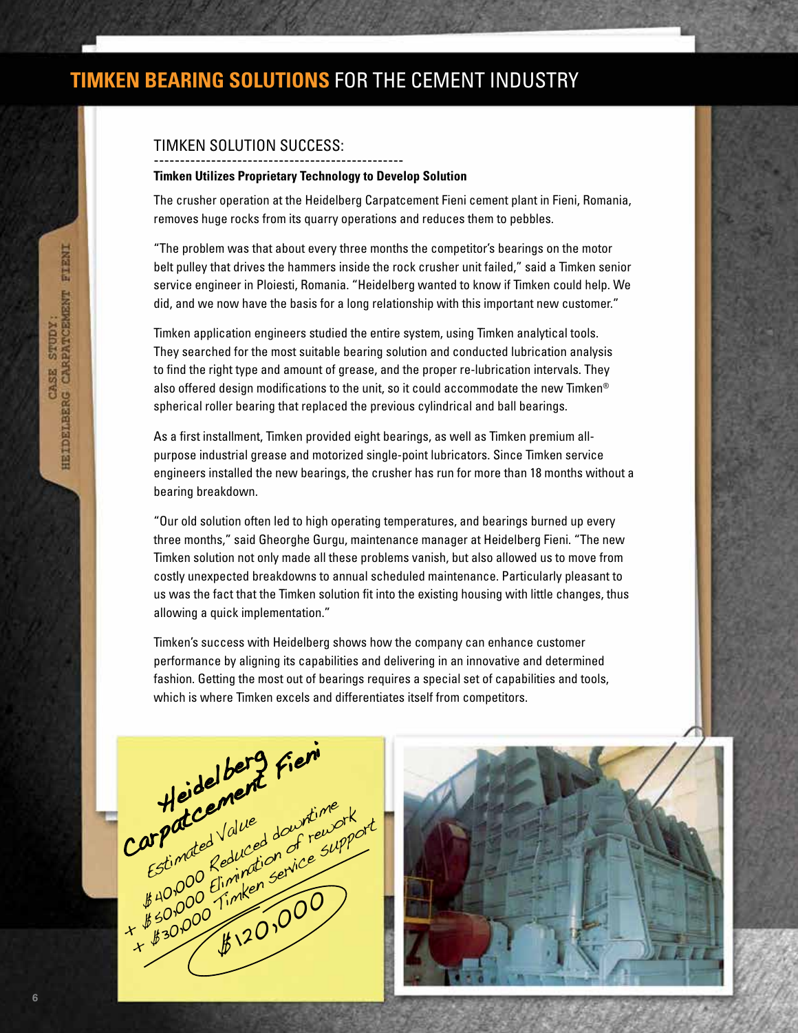# TIMKEN BEARING SOLUTIONS FOR THE CEMENT INDUSTRY

CASE STUDY: HEIDELBERG CARPATCEMENT FIENI

## TIMKEN SOLUTION SUCCESS:

**Timken Utilizes Proprietary Technology to Develop Solution**

The crusher operation at the Heidelberg Carpatcement Fieni cement plant in Fieni, Romania, removes huge rocks from its quarry operations and reduces them to pebbles.

"The problem was that about every three months the competitor's bearings on the motor belt pulley that drives the hammers inside the rock crusher unit failed," said a Timken senior service engineer in Ploiesti, Romania. "Heidelberg wanted to know if Timken could help. We did, and we now have the basis for a long relationship with this important new customer."

Timken application engineers studied the entire system, using Timken analytical tools. They searched for the most suitable bearing solution and conducted lubrication analysis to find the right type and amount of grease, and the proper re-lubrication intervals. They also offered design modifications to the unit, so it could accommodate the new Timken® spherical roller bearing that replaced the previous cylindrical and ball bearings.

As a first installment, Timken provided eight bearings, as well as Timken premium all-purpose industrial grease and motorized single-point lubricators. Since Timken service engineers installed the new bearings, the crusher has run for more than 18 months without a bearing breakdown.

"Our old solution often led to high operating temperatures, and bearings burned up every three months," said Gheorghe Gurgu, maintenance manager at Heidelberg Fieni. "The new Timken solution not only made all these problems vanish, but also allowed us to move from costly unexpected breakdowns to annual scheduled maintenance. Particularly pleasant to us was the fact that the Timken solution fit into the existing housing with little changes, thus allowing a quick implementation."

Timken's success with Heidelberg shows how the company can enhance customer performance by aligning its capabilities and delivering in an innovative and determined fashion. Getting the most out of bearings requires a special set of capabilities and tools, which is where Timken excels and differentiates itself from competitors.

Heidelberg Fieni Carpatcement

Estimated Value

\$40,000 Reduced downtime
+ \$50,000 Elimination of rework
+ \$30,000 Timken service support

\$120,000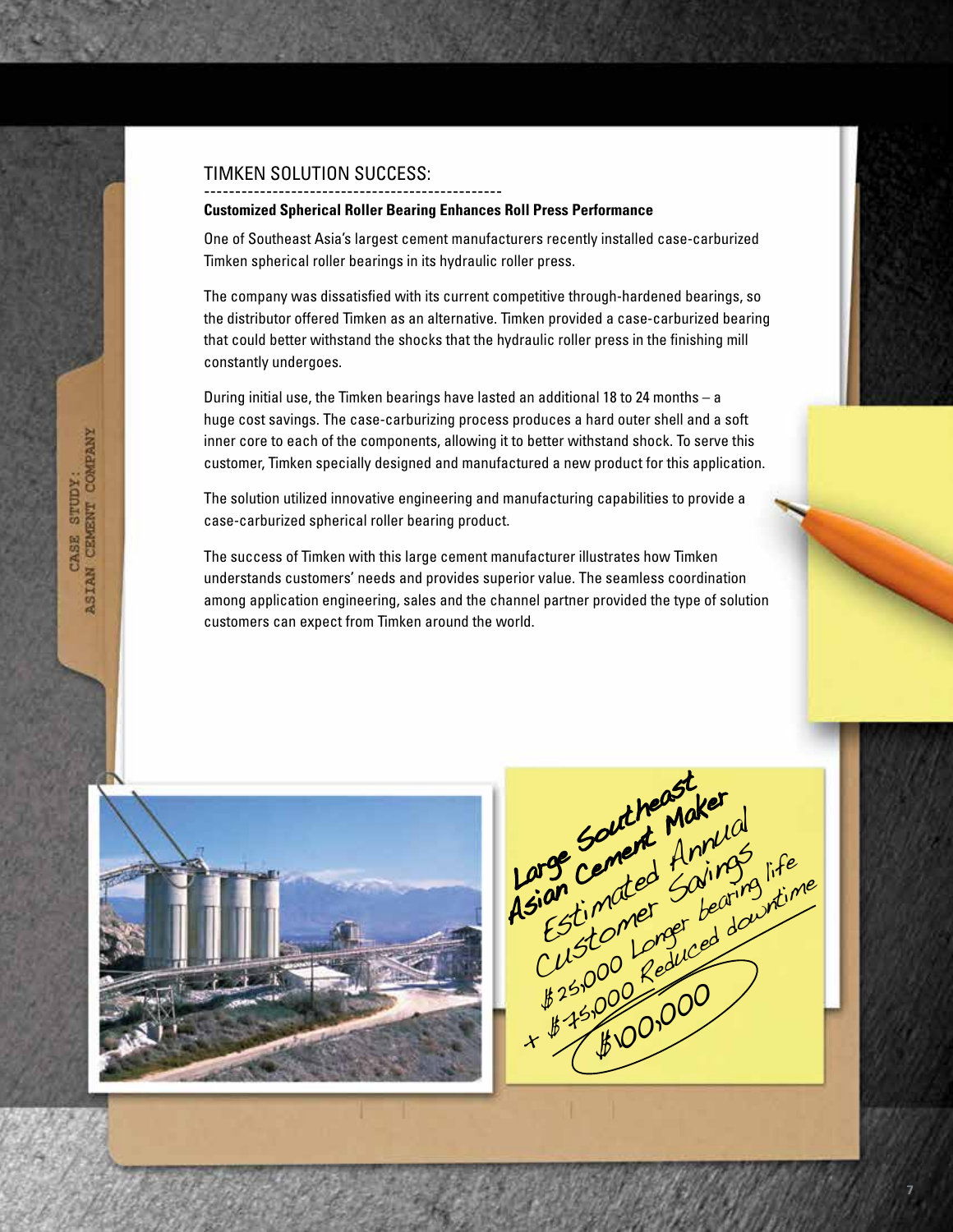## TIMKEN SOLUTION SUCCESS:

**Customized Spherical Roller Bearing Enhances Roll Press Performance**

One of Southeast Asia's largest cement manufacturers recently installed case-carburized Timken spherical roller bearings in its hydraulic roller press.

The company was dissatisfied with its current competitive through-hardened bearings, so the distributor offered Timken as an alternative. Timken provided a case-carburized bearing that could better withstand the shocks that the hydraulic roller press in the finishing mill constantly undergoes.

During initial use, the Timken bearings have lasted an additional 18 to 24 months – a huge cost savings. The case-carburizing process produces a hard outer shell and a soft inner core to each of the components, allowing it to better withstand shock. To serve this customer, Timken specially designed and manufactured a new product for this application.

The solution utilized innovative engineering and manufacturing capabilities to provide a case-carburized spherical roller bearing product.

The success of Timken with this large cement manufacturer illustrates how Timken understands customers' needs and provides superior value. The seamless coordination among application engineering, sales and the channel partner provided the type of solution customers can expect from Timken around the world.

CASE STUDY:
ASIAN CEMENT COMPANY

Large Southeast Asian Cement Maker
Estimated Annual Customer Savings
$25,000 Longer bearing life
+ $75,000 Reduced downtime
$100,000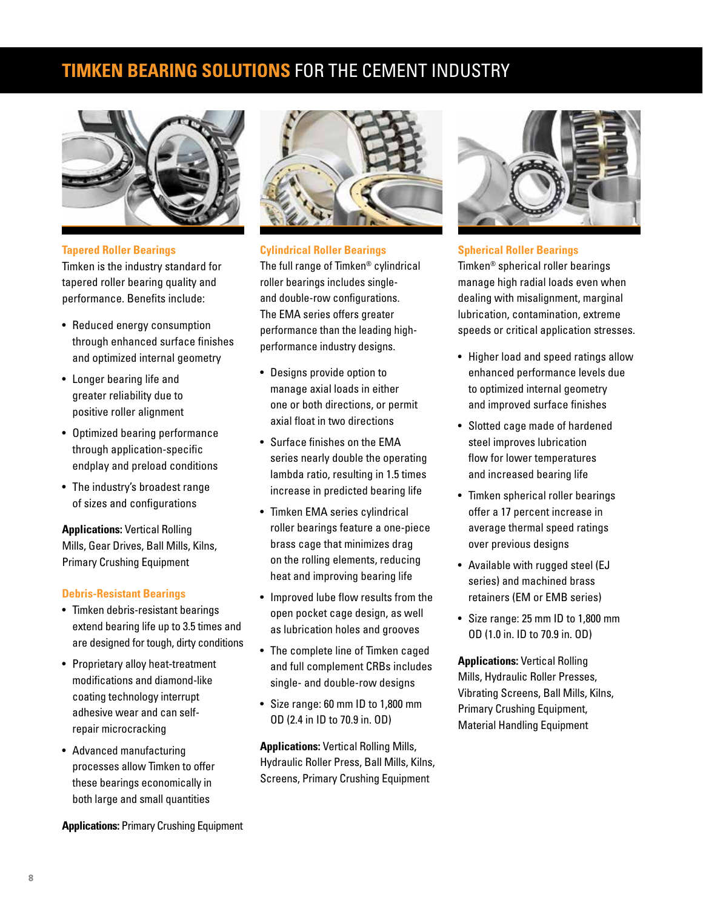# TIMKEN BEARING SOLUTIONS FOR THE CEMENT INDUSTRY

### Tapered Roller Bearings

Timken is the industry standard for tapered roller bearing quality and performance. Benefits include:

- Reduced energy consumption through enhanced surface finishes and optimized internal geometry
- Longer bearing life and greater reliability due to positive roller alignment
- Optimized bearing performance through application-specific endplay and preload conditions
- The industry's broadest range of sizes and configurations

**Applications:** Vertical Rolling Mills, Gear Drives, Ball Mills, Kilns, Primary Crushing Equipment

### Debris-Resistant Bearings

- Timken debris-resistant bearings extend bearing life up to 3.5 times and are designed for tough, dirty conditions
- Proprietary alloy heat-treatment modifications and diamond-like coating technology interrupt adhesive wear and can self-repair microcracking
- Advanced manufacturing processes allow Timken to offer these bearings economically in both large and small quantities

**Applications:** Primary Crushing Equipment

### Cylindrical Roller Bearings

The full range of Timken® cylindrical roller bearings includes single- and double-row configurations. The EMA series offers greater performance than the leading high-performance industry designs.

- Designs provide option to manage axial loads in either one or both directions, or permit axial float in two directions
- Surface finishes on the EMA series nearly double the operating lambda ratio, resulting in 1.5 times increase in predicted bearing life
- Timken EMA series cylindrical roller bearings feature a one-piece brass cage that minimizes drag on the rolling elements, reducing heat and improving bearing life
- Improved lube flow results from the open pocket cage design, as well as lubrication holes and grooves
- The complete line of Timken caged and full complement CRBs includes single- and double-row designs
- Size range: 60 mm ID to 1,800 mm OD (2.4 in ID to 70.9 in. OD)

**Applications:** Vertical Rolling Mills, Hydraulic Roller Press, Ball Mills, Kilns, Screens, Primary Crushing Equipment

### Spherical Roller Bearings

Timken® spherical roller bearings manage high radial loads even when dealing with misalignment, marginal lubrication, contamination, extreme speeds or critical application stresses.

- Higher load and speed ratings allow enhanced performance levels due to optimized internal geometry and improved surface finishes
- Slotted cage made of hardened steel improves lubrication flow for lower temperatures and increased bearing life
- Timken spherical roller bearings offer a 17 percent increase in average thermal speed ratings over previous designs
- Available with rugged steel (EJ series) and machined brass retainers (EM or EMB series)
- Size range: 25 mm ID to 1,800 mm OD (1.0 in. ID to 70.9 in. OD)

**Applications:** Vertical Rolling Mills, Hydraulic Roller Presses, Vibrating Screens, Ball Mills, Kilns, Primary Crushing Equipment, Material Handling Equipment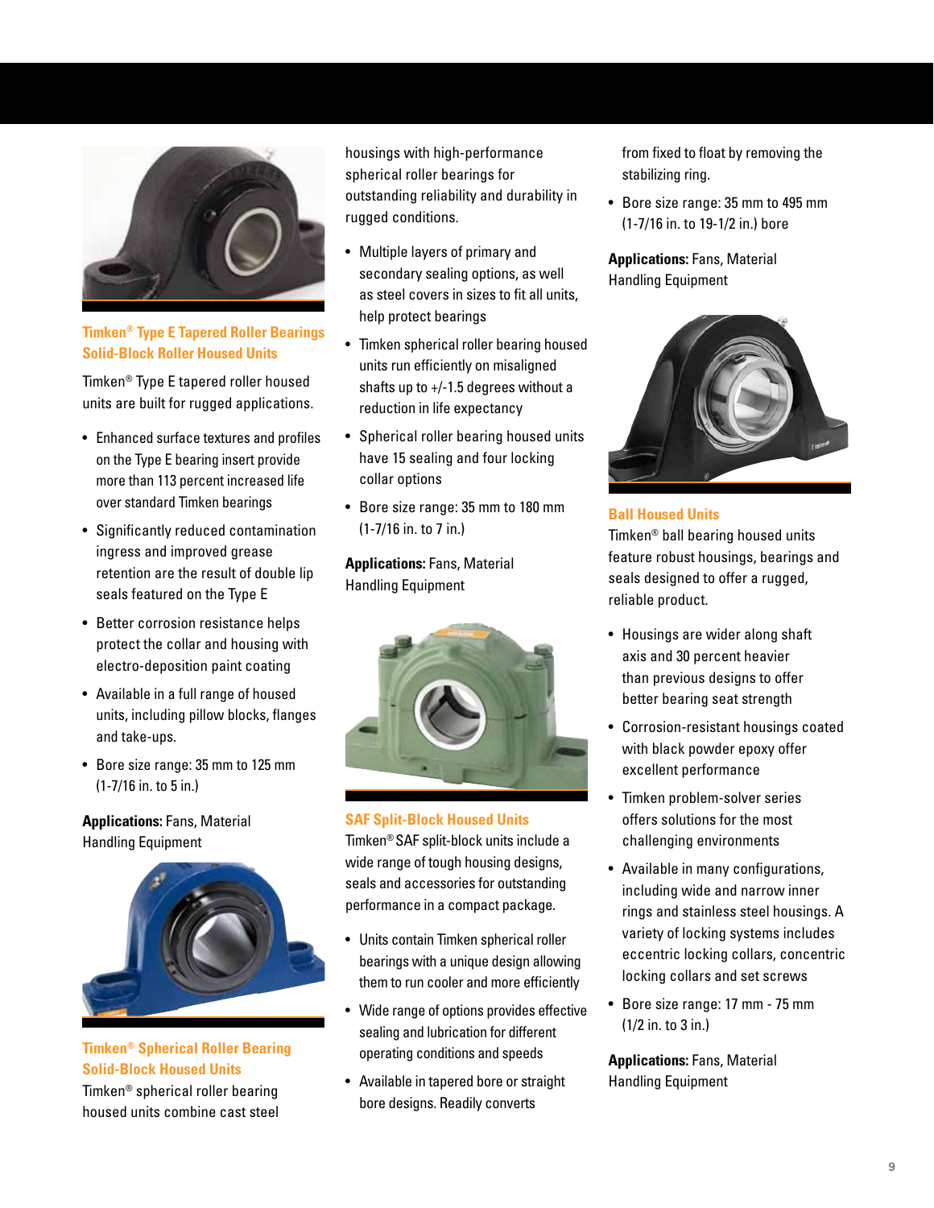## Timken® Type E Tapered Roller Bearings Solid-Block Roller Housed Units

Timken® Type E tapered roller housed units are built for rugged applications.

- Enhanced surface textures and profiles on the Type E bearing insert provide more than 113 percent increased life over standard Timken bearings
- Significantly reduced contamination ingress and improved grease retention are the result of double lip seals featured on the Type E
- Better corrosion resistance helps protect the collar and housing with electro-deposition paint coating
- Available in a full range of housed units, including pillow blocks, flanges and take-ups.
- Bore size range: 35 mm to 125 mm (1-7/16 in. to 5 in.)

**Applications:** Fans, Material Handling Equipment

## Timken® Spherical Roller Bearing Solid-Block Housed Units

Timken® spherical roller bearing housed units combine cast steel housings with high-performance spherical roller bearings for outstanding reliability and durability in rugged conditions.

- Multiple layers of primary and secondary sealing options, as well as steel covers in sizes to fit all units, help protect bearings
- Timken spherical roller bearing housed units run efficiently on misaligned shafts up to +/-1.5 degrees without a reduction in life expectancy
- Spherical roller bearing housed units have 15 sealing and four locking collar options
- Bore size range: 35 mm to 180 mm (1-7/16 in. to 7 in.)

**Applications:** Fans, Material Handling Equipment

## SAF Split-Block Housed Units

Timken® SAF split-block units include a wide range of tough housing designs, seals and accessories for outstanding performance in a compact package.

- Units contain Timken spherical roller bearings with a unique design allowing them to run cooler and more efficiently
- Wide range of options provides effective sealing and lubrication for different operating conditions and speeds
- Available in tapered bore or straight bore designs. Readily converts from fixed to float by removing the stabilizing ring.
- Bore size range: 35 mm to 495 mm (1-7/16 in. to 19-1/2 in.) bore

**Applications:** Fans, Material Handling Equipment

## Ball Housed Units

Timken® ball bearing housed units feature robust housings, bearings and seals designed to offer a rugged, reliable product.

- Housings are wider along shaft axis and 30 percent heavier than previous designs to offer better bearing seat strength
- Corrosion-resistant housings coated with black powder epoxy offer excellent performance
- Timken problem-solver series offers solutions for the most challenging environments
- Available in many configurations, including wide and narrow inner rings and stainless steel housings. A variety of locking systems includes eccentric locking collars, concentric locking collars and set screws
- Bore size range: 17 mm - 75 mm (1/2 in. to 3 in.)

**Applications:** Fans, Material Handling Equipment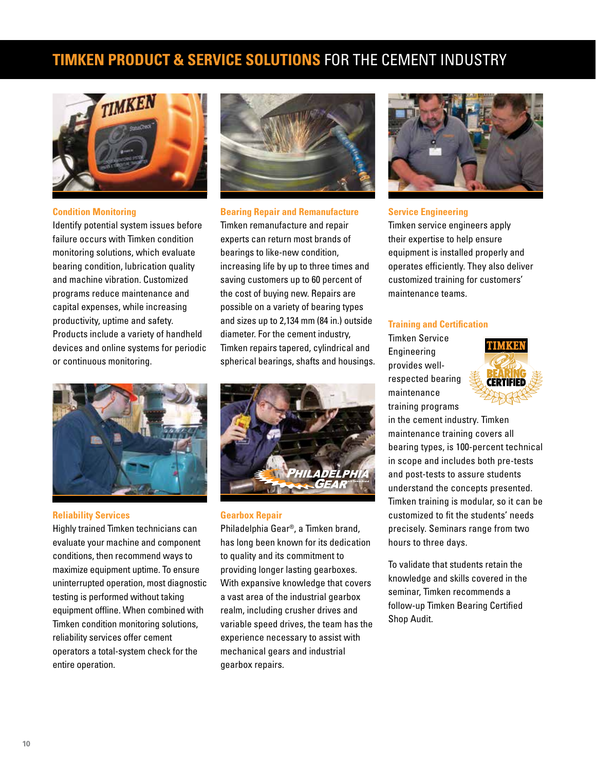# TIMKEN PRODUCT & SERVICE SOLUTIONS FOR THE CEMENT INDUSTRY

### Condition Monitoring

Identify potential system issues before failure occurs with Timken condition monitoring solutions, which evaluate bearing condition, lubrication quality and machine vibration. Customized programs reduce maintenance and capital expenses, while increasing productivity, uptime and safety. Products include a variety of handheld devices and online systems for periodic or continuous monitoring.

### Bearing Repair and Remanufacture

Timken remanufacture and repair experts can return most brands of bearings to like-new condition, increasing life by up to three times and saving customers up to 60 percent of the cost of buying new. Repairs are possible on a variety of bearing types and sizes up to 2,134 mm (84 in.) outside diameter. For the cement industry, Timken repairs tapered, cylindrical and spherical bearings, shafts and housings.

### Service Engineering

Timken service engineers apply their expertise to help ensure equipment is installed properly and operates efficiently. They also deliver customized training for customers' maintenance teams.

### Reliability Services

Highly trained Timken technicians can evaluate your machine and component conditions, then recommend ways to maximize equipment uptime. To ensure uninterrupted operation, most diagnostic testing is performed without taking equipment offline. When combined with Timken condition monitoring solutions, reliability services offer cement operators a total-system check for the entire operation.

### Gearbox Repair

Philadelphia Gear®, a Timken brand, has long been known for its dedication to quality and its commitment to providing longer lasting gearboxes. With expansive knowledge that covers a vast area of the industrial gearbox realm, including crusher drives and variable speed drives, the team has the experience necessary to assist with mechanical gears and industrial gearbox repairs.

### Training and Certification

Timken Service Engineering provides well-respected bearing maintenance training programs in the cement industry. Timken maintenance training covers all bearing types, is 100-percent technical in scope and includes both pre-tests and post-tests to assure students understand the concepts presented. Timken training is modular, so it can be customized to fit the students' needs precisely. Seminars range from two hours to three days.

To validate that students retain the knowledge and skills covered in the seminar, Timken recommends a follow-up Timken Bearing Certified Shop Audit.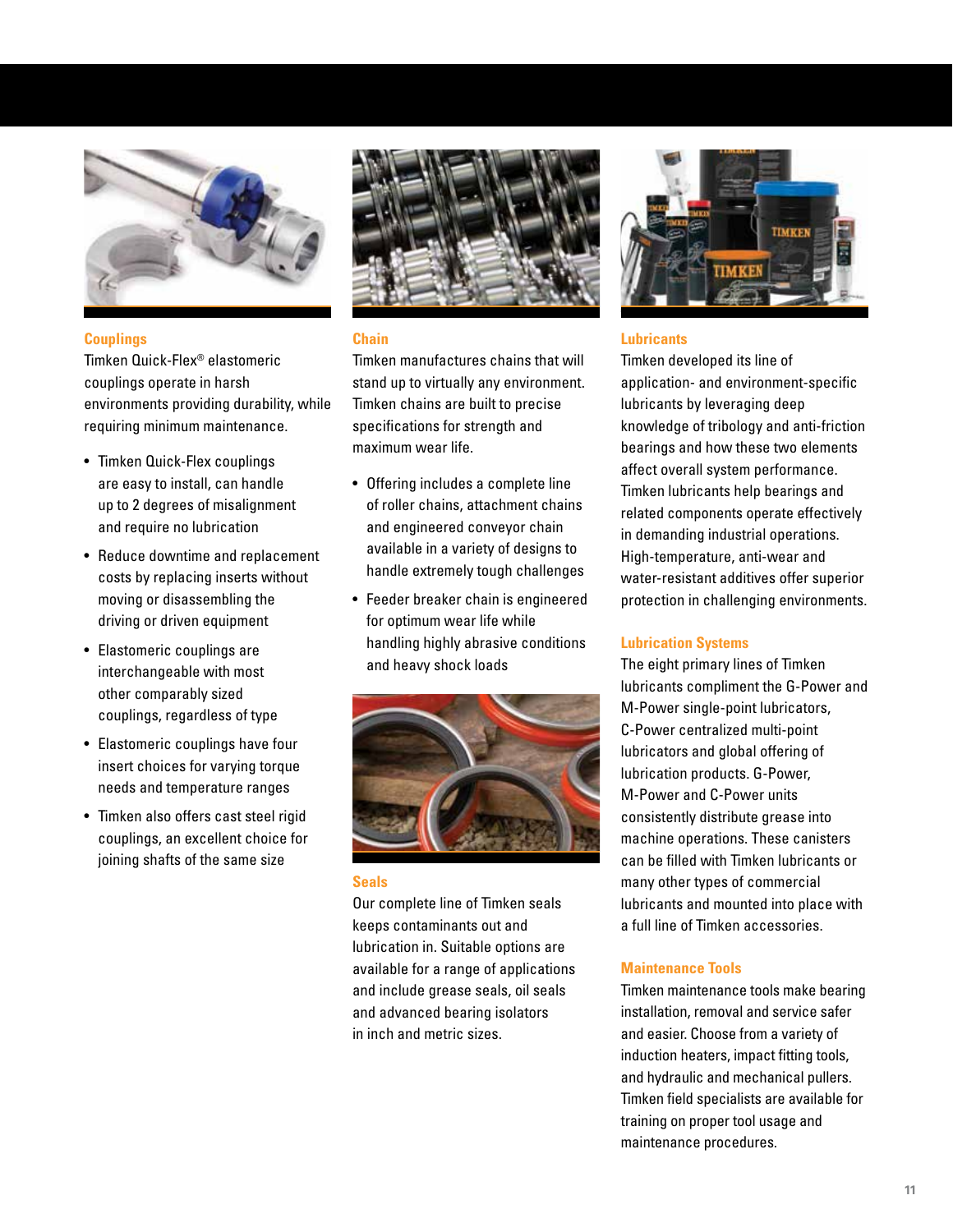## Couplings

Timken Quick-Flex® elastomeric couplings operate in harsh environments providing durability, while requiring minimum maintenance.

- Timken Quick-Flex couplings are easy to install, can handle up to 2 degrees of misalignment and require no lubrication
- Reduce downtime and replacement costs by replacing inserts without moving or disassembling the driving or driven equipment
- Elastomeric couplings are interchangeable with most other comparably sized couplings, regardless of type
- Elastomeric couplings have four insert choices for varying torque needs and temperature ranges
- Timken also offers cast steel rigid couplings, an excellent choice for joining shafts of the same size

## Chain

Timken manufactures chains that will stand up to virtually any environment. Timken chains are built to precise specifications for strength and maximum wear life.

- Offering includes a complete line of roller chains, attachment chains and engineered conveyor chain available in a variety of designs to handle extremely tough challenges
- Feeder breaker chain is engineered for optimum wear life while handling highly abrasive conditions and heavy shock loads

## Seals

Our complete line of Timken seals keeps contaminants out and lubrication in. Suitable options are available for a range of applications and include grease seals, oil seals and advanced bearing isolators in inch and metric sizes.

## Lubricants

Timken developed its line of application- and environment-specific lubricants by leveraging deep knowledge of tribology and anti-friction bearings and how these two elements affect overall system performance. Timken lubricants help bearings and related components operate effectively in demanding industrial operations. High-temperature, anti-wear and water-resistant additives offer superior protection in challenging environments.

## Lubrication Systems

The eight primary lines of Timken lubricants compliment the G-Power and M-Power single-point lubricators, C-Power centralized multi-point lubricators and global offering of lubrication products. G-Power, M-Power and C-Power units consistently distribute grease into machine operations. These canisters can be filled with Timken lubricants or many other types of commercial lubricants and mounted into place with a full line of Timken accessories.

## Maintenance Tools

Timken maintenance tools make bearing installation, removal and service safer and easier. Choose from a variety of induction heaters, impact fitting tools, and hydraulic and mechanical pullers. Timken field specialists are available for training on proper tool usage and maintenance procedures.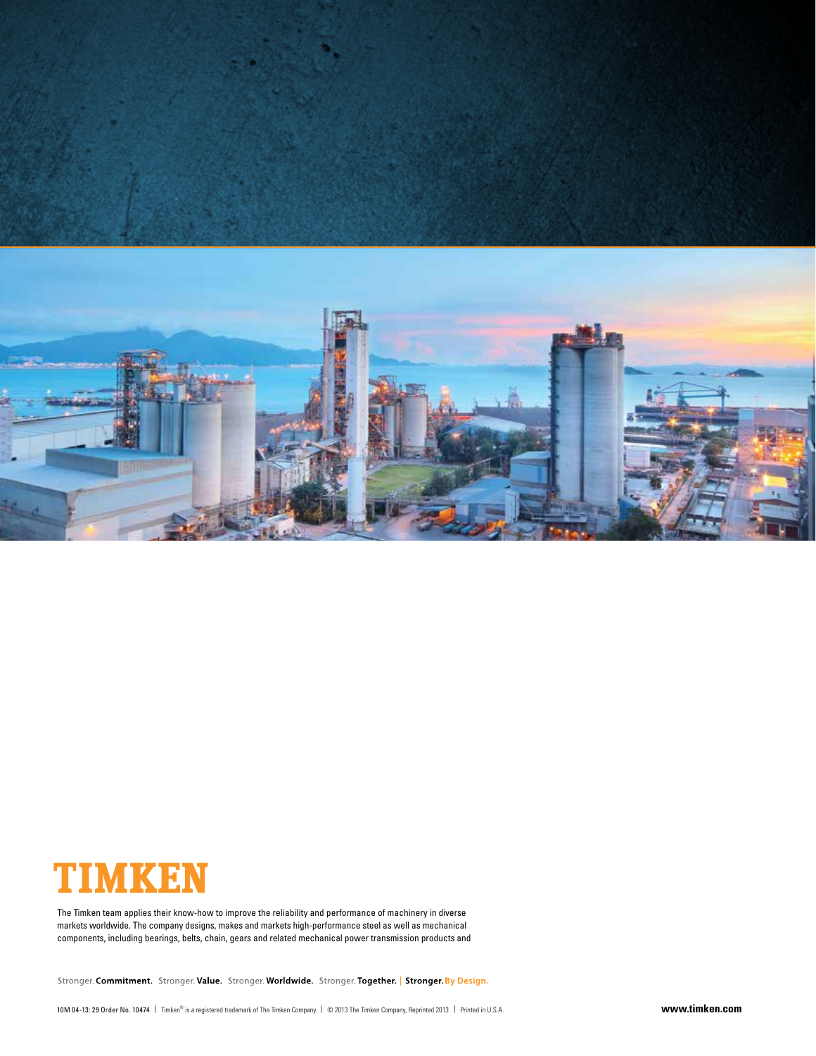# TIMKEN

The Timken team applies their know-how to improve the reliability and performance of machinery in diverse markets worldwide. The company designs, makes and markets high-performance steel as well as mechanical components, including bearings, belts, chain, gears and related mechanical power transmission products and

Stronger. **Commitment.** Stronger. **Value.** Stronger. **Worldwide.** Stronger. **Together.** | **Stronger. By Design.**

10M 04-13: 29 Order No. 10474 | Timken® is a registered trademark of The Timken Company. | © 2013 The Timken Company, Reprinted 2013 | Printed in U.S.A.

**www.timken.com**